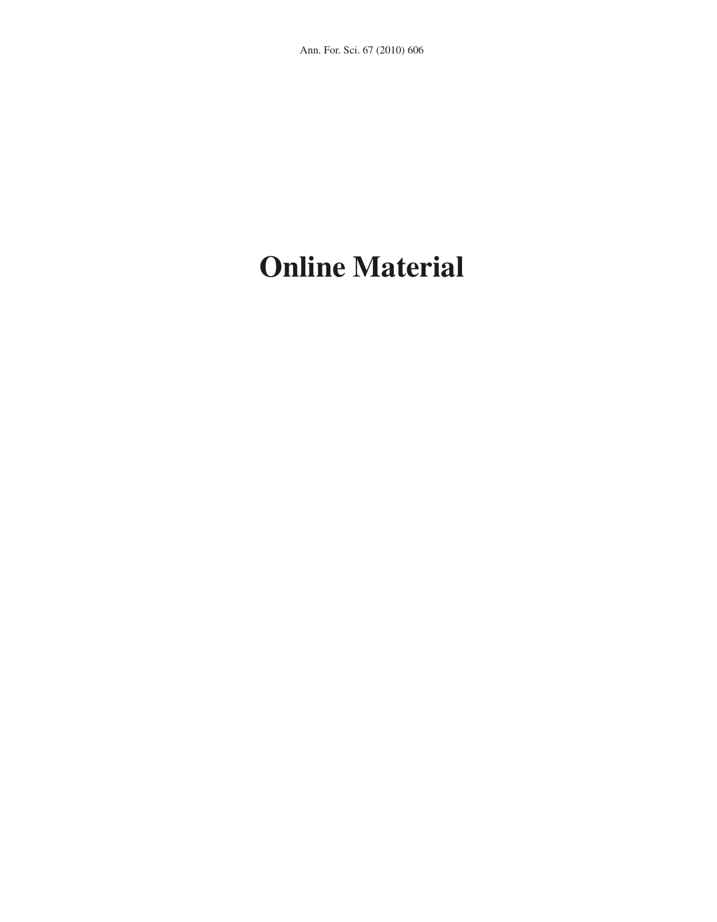# Online Material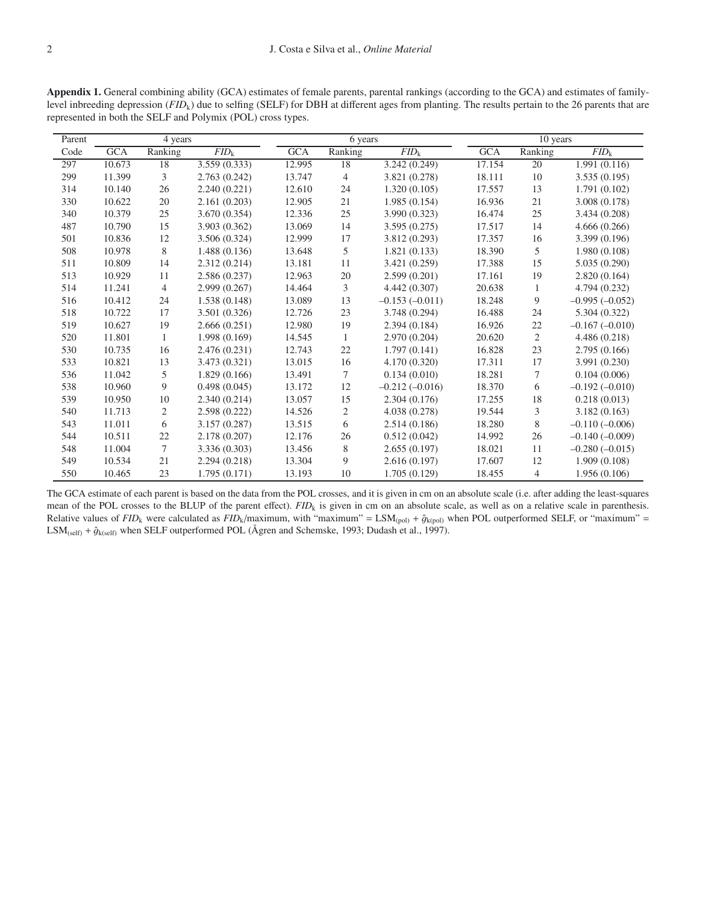**Appendix 1.** General combining ability (GCA) estimates of female parents, parental rankings (according to the GCA) and estimates of family-level inbreeding depression ($FID_k$) due to selfing (SELF) for DBH at different ages from planting. The results pertain to the 26 parents that are represented in both the SELF and Polymix (POL) cross types.

| Parent | 4 years | | | 6 years | | | 10 years | | |
|---|---|---|---|---|---|---|---|---|---|
| Code | GCA | Ranking | $FID_k$ | GCA | Ranking | $FID_k$ | GCA | Ranking | $FID_k$ |
| 297 | 10.673 | 18 | 3.559 (0.333) | 12.995 | 18 | 3.242 (0.249) | 17.154 | 20 | 1.991 (0.116) |
| 299 | 11.399 | 3 | 2.763 (0.242) | 13.747 | 4 | 3.821 (0.278) | 18.111 | 10 | 3.535 (0.195) |
| 314 | 10.140 | 26 | 2.240 (0.221) | 12.610 | 24 | 1.320 (0.105) | 17.557 | 13 | 1.791 (0.102) |
| 330 | 10.622 | 20 | 2.161 (0.203) | 12.905 | 21 | 1.985 (0.154) | 16.936 | 21 | 3.008 (0.178) |
| 340 | 10.379 | 25 | 3.670 (0.354) | 12.336 | 25 | 3.990 (0.323) | 16.474 | 25 | 3.434 (0.208) |
| 487 | 10.790 | 15 | 3.903 (0.362) | 13.069 | 14 | 3.595 (0.275) | 17.517 | 14 | 4.666 (0.266) |
| 501 | 10.836 | 12 | 3.506 (0.324) | 12.999 | 17 | 3.812 (0.293) | 17.357 | 16 | 3.399 (0.196) |
| 508 | 10.978 | 8 | 1.488 (0.136) | 13.648 | 5 | 1.821 (0.133) | 18.390 | 5 | 1.980 (0.108) |
| 511 | 10.809 | 14 | 2.312 (0.214) | 13.181 | 11 | 3.421 (0.259) | 17.388 | 15 | 5.035 (0.290) |
| 513 | 10.929 | 11 | 2.586 (0.237) | 12.963 | 20 | 2.599 (0.201) | 17.161 | 19 | 2.820 (0.164) |
| 514 | 11.241 | 4 | 2.999 (0.267) | 14.464 | 3 | 4.442 (0.307) | 20.638 | 1 | 4.794 (0.232) |
| 516 | 10.412 | 24 | 1.538 (0.148) | 13.089 | 13 | –0.153 (–0.011) | 18.248 | 9 | –0.995 (–0.052) |
| 518 | 10.722 | 17 | 3.501 (0.326) | 12.726 | 23 | 3.748 (0.294) | 16.488 | 24 | 5.304 (0.322) |
| 519 | 10.627 | 19 | 2.666 (0.251) | 12.980 | 19 | 2.394 (0.184) | 16.926 | 22 | –0.167 (–0.010) |
| 520 | 11.801 | 1 | 1.998 (0.169) | 14.545 | 1 | 2.970 (0.204) | 20.620 | 2 | 4.486 (0.218) |
| 530 | 10.735 | 16 | 2.476 (0.231) | 12.743 | 22 | 1.797 (0.141) | 16.828 | 23 | 2.795 (0.166) |
| 533 | 10.821 | 13 | 3.473 (0.321) | 13.015 | 16 | 4.170 (0.320) | 17.311 | 17 | 3.991 (0.230) |
| 536 | 11.042 | 5 | 1.829 (0.166) | 13.491 | 7 | 0.134 (0.010) | 18.281 | 7 | 0.104 (0.006) |
| 538 | 10.960 | 9 | 0.498 (0.045) | 13.172 | 12 | –0.212 (–0.016) | 18.370 | 6 | –0.192 (–0.010) |
| 539 | 10.950 | 10 | 2.340 (0.214) | 13.057 | 15 | 2.304 (0.176) | 17.255 | 18 | 0.218 (0.013) |
| 540 | 11.713 | 2 | 2.598 (0.222) | 14.526 | 2 | 4.038 (0.278) | 19.544 | 3 | 3.182 (0.163) |
| 543 | 11.011 | 6 | 3.157 (0.287) | 13.515 | 6 | 2.514 (0.186) | 18.280 | 8 | –0.110 (–0.006) |
| 544 | 10.511 | 22 | 2.178 (0.207) | 12.176 | 26 | 0.512 (0.042) | 14.992 | 26 | –0.140 (–0.009) |
| 548 | 11.004 | 7 | 3.336 (0.303) | 13.456 | 8 | 2.655 (0.197) | 18.021 | 11 | –0.280 (–0.015) |
| 549 | 10.534 | 21 | 2.294 (0.218) | 13.304 | 9 | 2.616 (0.197) | 17.607 | 12 | 1.909 (0.108) |
| 550 | 10.465 | 23 | 1.795 (0.171) | 13.193 | 10 | 1.705 (0.129) | 18.455 | 4 | 1.956 (0.106) |

The GCA estimate of each parent is based on the data from the POL crosses, and it is given in cm on an absolute scale (i.e. after adding the least-squares mean of the POL crosses to the BLUP of the parent effect). $FID_k$ is given in cm on an absolute scale, as well as on a relative scale in parenthesis. Relative values of $FID_k$ were calculated as $FID_k$/maximum, with "maximum" = $LSM_{(pol)} + \hat{g}_{k(pol)}$ when POL outperformed SELF, or "maximum" = $LSM_{(self)} + \hat{g}_{k(self)}$ when SELF outperformed POL (Ågren and Schemske, 1993; Dudash et al., 1997).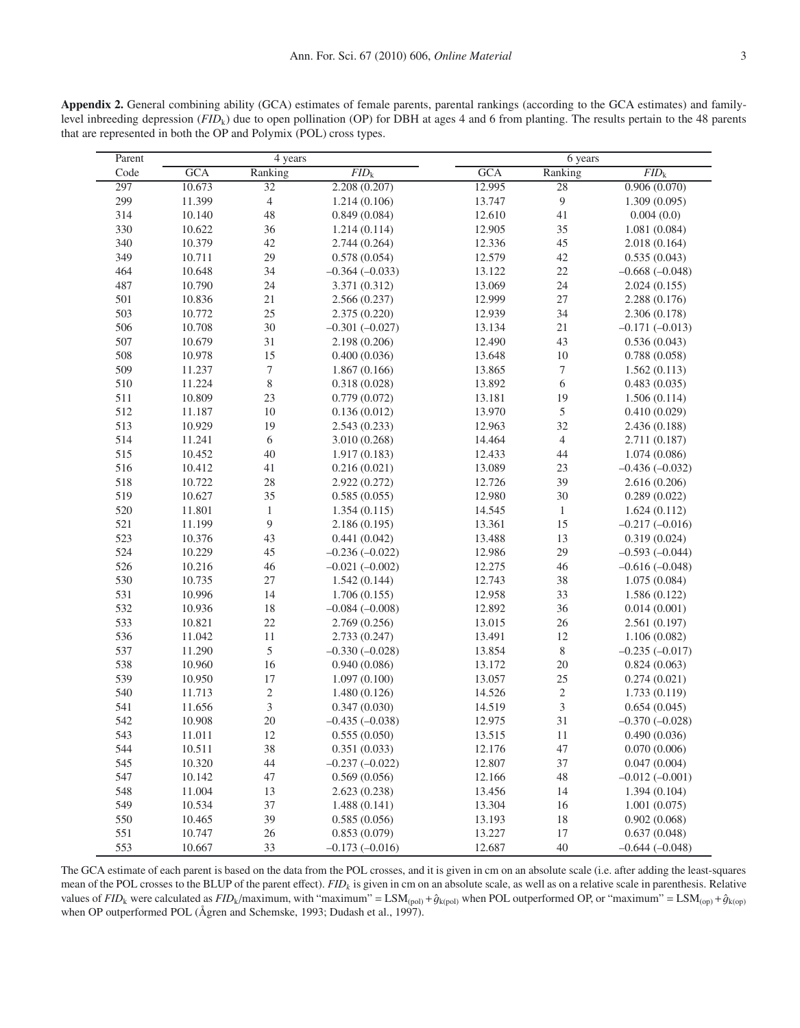**Appendix 2.** General combining ability (GCA) estimates of female parents, parental rankings (according to the GCA estimates) and family-level inbreeding depression ($FID_k$) due to open pollination (OP) for DBH at ages 4 and 6 from planting. The results pertain to the 48 parents that are represented in both the OP and Polymix (POL) cross types.

| Parent | 4 years | | | 6 years | | |
|---|---|---|---|---|---|---|
| Code | GCA | Ranking | $FID_k$ | GCA | Ranking | $FID_k$ |
| 297 | 10.673 | 32 | 2.208 (0.207) | 12.995 | 28 | 0.906 (0.070) |
| 299 | 11.399 | 4 | 1.214 (0.106) | 13.747 | 9 | 1.309 (0.095) |
| 314 | 10.140 | 48 | 0.849 (0.084) | 12.610 | 41 | 0.004 (0.0) |
| 330 | 10.622 | 36 | 1.214 (0.114) | 12.905 | 35 | 1.081 (0.084) |
| 340 | 10.379 | 42 | 2.744 (0.264) | 12.336 | 45 | 2.018 (0.164) |
| 349 | 10.711 | 29 | 0.578 (0.054) | 12.579 | 42 | 0.535 (0.043) |
| 464 | 10.648 | 34 | –0.364 (–0.033) | 13.122 | 22 | –0.668 (–0.048) |
| 487 | 10.790 | 24 | 3.371 (0.312) | 13.069 | 24 | 2.024 (0.155) |
| 501 | 10.836 | 21 | 2.566 (0.237) | 12.999 | 27 | 2.288 (0.176) |
| 503 | 10.772 | 25 | 2.375 (0.220) | 12.939 | 34 | 2.306 (0.178) |
| 506 | 10.708 | 30 | –0.301 (–0.027) | 13.134 | 21 | –0.171 (–0.013) |
| 507 | 10.679 | 31 | 2.198 (0.206) | 12.490 | 43 | 0.536 (0.043) |
| 508 | 10.978 | 15 | 0.400 (0.036) | 13.648 | 10 | 0.788 (0.058) |
| 509 | 11.237 | 7 | 1.867 (0.166) | 13.865 | 7 | 1.562 (0.113) |
| 510 | 11.224 | 8 | 0.318 (0.028) | 13.892 | 6 | 0.483 (0.035) |
| 511 | 10.809 | 23 | 0.779 (0.072) | 13.181 | 19 | 1.506 (0.114) |
| 512 | 11.187 | 10 | 0.136 (0.012) | 13.970 | 5 | 0.410 (0.029) |
| 513 | 10.929 | 19 | 2.543 (0.233) | 12.963 | 32 | 2.436 (0.188) |
| 514 | 11.241 | 6 | 3.010 (0.268) | 14.464 | 4 | 2.711 (0.187) |
| 515 | 10.452 | 40 | 1.917 (0.183) | 12.433 | 44 | 1.074 (0.086) |
| 516 | 10.412 | 41 | 0.216 (0.021) | 13.089 | 23 | –0.436 (–0.032) |
| 518 | 10.722 | 28 | 2.922 (0.272) | 12.726 | 39 | 2.616 (0.206) |
| 519 | 10.627 | 35 | 0.585 (0.055) | 12.980 | 30 | 0.289 (0.022) |
| 520 | 11.801 | 1 | 1.354 (0.115) | 14.545 | 1 | 1.624 (0.112) |
| 521 | 11.199 | 9 | 2.186 (0.195) | 13.361 | 15 | –0.217 (–0.016) |
| 523 | 10.376 | 43 | 0.441 (0.042) | 13.488 | 13 | 0.319 (0.024) |
| 524 | 10.229 | 45 | –0.236 (–0.022) | 12.986 | 29 | –0.593 (–0.044) |
| 526 | 10.216 | 46 | –0.021 (–0.002) | 12.275 | 46 | –0.616 (–0.048) |
| 530 | 10.735 | 27 | 1.542 (0.144) | 12.743 | 38 | 1.075 (0.084) |
| 531 | 10.996 | 14 | 1.706 (0.155) | 12.958 | 33 | 1.586 (0.122) |
| 532 | 10.936 | 18 | –0.084 (–0.008) | 12.892 | 36 | 0.014 (0.001) |
| 533 | 10.821 | 22 | 2.769 (0.256) | 13.015 | 26 | 2.561 (0.197) |
| 536 | 11.042 | 11 | 2.733 (0.247) | 13.491 | 12 | 1.106 (0.082) |
| 537 | 11.290 | 5 | –0.330 (–0.028) | 13.854 | 8 | –0.235 (–0.017) |
| 538 | 10.960 | 16 | 0.940 (0.086) | 13.172 | 20 | 0.824 (0.063) |
| 539 | 10.950 | 17 | 1.097 (0.100) | 13.057 | 25 | 0.274 (0.021) |
| 540 | 11.713 | 2 | 1.480 (0.126) | 14.526 | 2 | 1.733 (0.119) |
| 541 | 11.656 | 3 | 0.347 (0.030) | 14.519 | 3 | 0.654 (0.045) |
| 542 | 10.908 | 20 | –0.435 (–0.038) | 12.975 | 31 | –0.370 (–0.028) |
| 543 | 11.011 | 12 | 0.555 (0.050) | 13.515 | 11 | 0.490 (0.036) |
| 544 | 10.511 | 38 | 0.351 (0.033) | 12.176 | 47 | 0.070 (0.006) |
| 545 | 10.320 | 44 | –0.237 (–0.022) | 12.807 | 37 | 0.047 (0.004) |
| 547 | 10.142 | 47 | 0.569 (0.056) | 12.166 | 48 | –0.012 (–0.001) |
| 548 | 11.004 | 13 | 2.623 (0.238) | 13.456 | 14 | 1.394 (0.104) |
| 549 | 10.534 | 37 | 1.488 (0.141) | 13.304 | 16 | 1.001 (0.075) |
| 550 | 10.465 | 39 | 0.585 (0.056) | 13.193 | 18 | 0.902 (0.068) |
| 551 | 10.747 | 26 | 0.853 (0.079) | 13.227 | 17 | 0.637 (0.048) |
| 553 | 10.667 | 33 | –0.173 (–0.016) | 12.687 | 40 | –0.644 (–0.048) |

The GCA estimate of each parent is based on the data from the POL crosses, and it is given in cm on an absolute scale (i.e. after adding the least-squares mean of the POL crosses to the BLUP of the parent effect). $FID_k$ is given in cm on an absolute scale, as well as on a relative scale in parenthesis. Relative values of $FID_k$ were calculated as $FID_k$/maximum, with "maximum" = $LSM_{(pol)} + \hat{g}_{k(pol)}$ when POL outperformed OP, or "maximum" = $LSM_{(op)} + \hat{g}_{k(op)}$ when OP outperformed POL (Ågren and Schemske, 1993; Dudash et al., 1997).